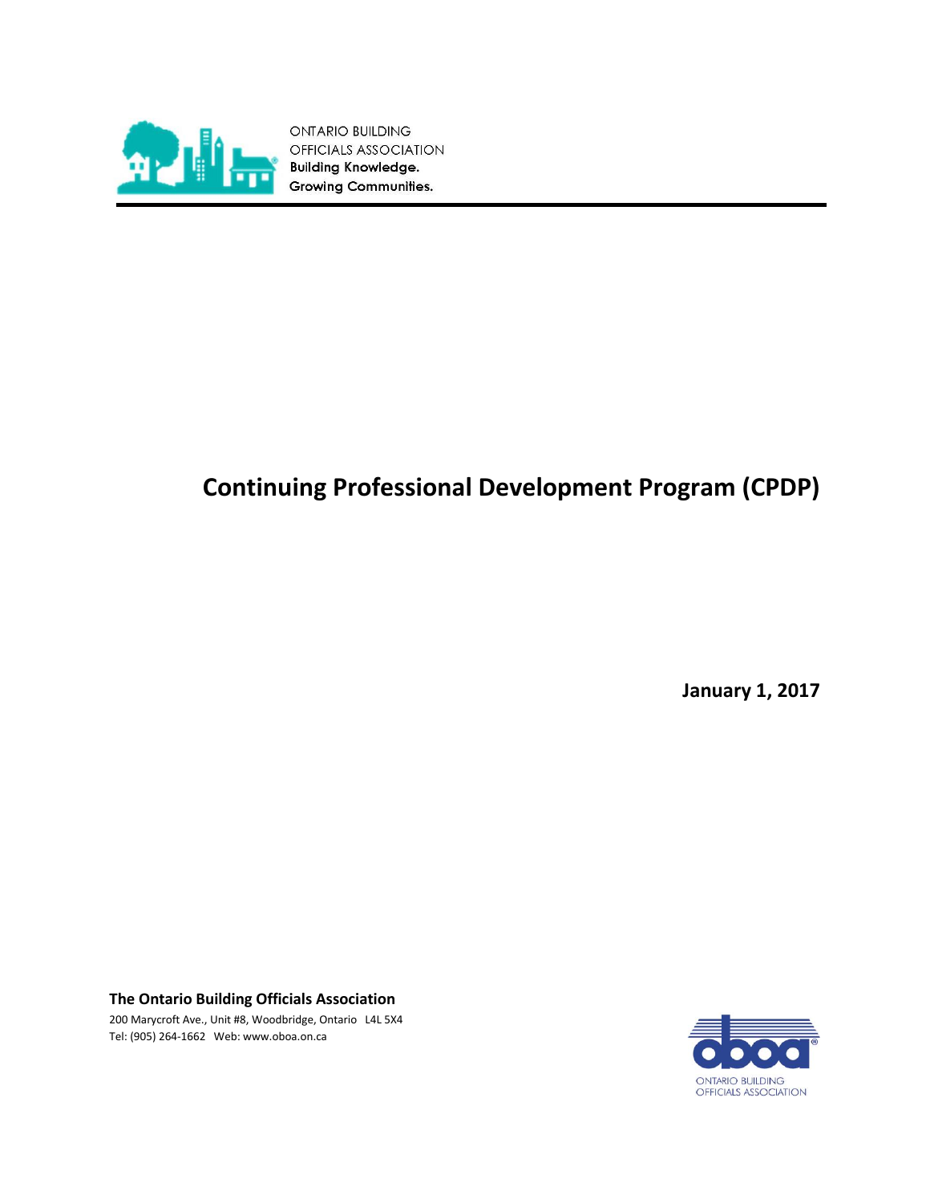ONTARIO BUILDING
OFFICIALS ASSOCIATION
**Building Knowledge.**
**Growing Communities.**

# Continuing Professional Development Program (CPDP)

**January 1, 2017**

**The Ontario Building Officials Association**
200 Marycroft Ave., Unit #8, Woodbridge, Ontario L4L 5X4
Tel: (905) 264-1662 Web: www.oboa.on.ca

ONTARIO BUILDING
OFFICIALS ASSOCIATION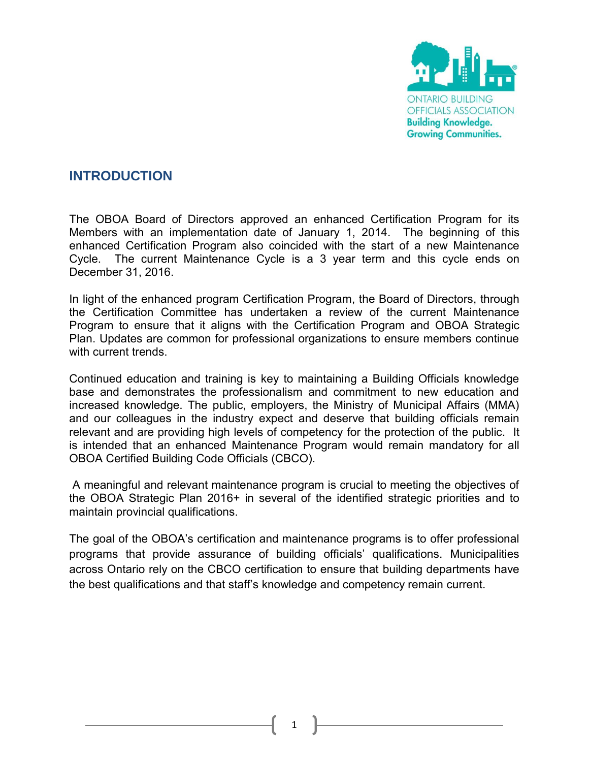ONTARIO BUILDING OFFICIALS ASSOCIATION
**Building Knowledge. Growing Communities.**

## INTRODUCTION

The OBOA Board of Directors approved an enhanced Certification Program for its Members with an implementation date of January 1, 2014. The beginning of this enhanced Certification Program also coincided with the start of a new Maintenance Cycle. The current Maintenance Cycle is a 3 year term and this cycle ends on December 31, 2016.

In light of the enhanced program Certification Program, the Board of Directors, through the Certification Committee has undertaken a review of the current Maintenance Program to ensure that it aligns with the Certification Program and OBOA Strategic Plan. Updates are common for professional organizations to ensure members continue with current trends.

Continued education and training is key to maintaining a Building Officials knowledge base and demonstrates the professionalism and commitment to new education and increased knowledge. The public, employers, the Ministry of Municipal Affairs (MMA) and our colleagues in the industry expect and deserve that building officials remain relevant and are providing high levels of competency for the protection of the public. It is intended that an enhanced Maintenance Program would remain mandatory for all OBOA Certified Building Code Officials (CBCO).

A meaningful and relevant maintenance program is crucial to meeting the objectives of the OBOA Strategic Plan 2016+ in several of the identified strategic priorities and to maintain provincial qualifications.

The goal of the OBOA's certification and maintenance programs is to offer professional programs that provide assurance of building officials' qualifications. Municipalities across Ontario rely on the CBCO certification to ensure that building departments have the best qualifications and that staff's knowledge and competency remain current.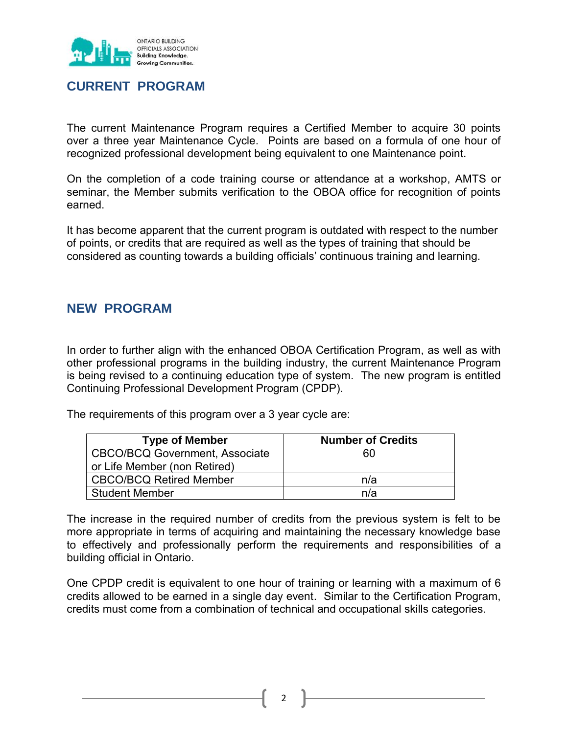## CURRENT PROGRAM

The current Maintenance Program requires a Certified Member to acquire 30 points over a three year Maintenance Cycle. Points are based on a formula of one hour of recognized professional development being equivalent to one Maintenance point.

On the completion of a code training course or attendance at a workshop, AMTS or seminar, the Member submits verification to the OBOA office for recognition of points earned.

It has become apparent that the current program is outdated with respect to the number of points, or credits that are required as well as the types of training that should be considered as counting towards a building officials' continuous training and learning.

## NEW PROGRAM

In order to further align with the enhanced OBOA Certification Program, as well as with other professional programs in the building industry, the current Maintenance Program is being revised to a continuing education type of system. The new program is entitled Continuing Professional Development Program (CPDP).

The requirements of this program over a 3 year cycle are:

| Type of Member | Number of Credits |
|---|---|
| CBCO/BCQ Government, Associate or Life Member (non Retired) | 60 |
| CBCO/BCQ Retired Member | n/a |
| Student Member | n/a |

The increase in the required number of credits from the previous system is felt to be more appropriate in terms of acquiring and maintaining the necessary knowledge base to effectively and professionally perform the requirements and responsibilities of a building official in Ontario.

One CPDP credit is equivalent to one hour of training or learning with a maximum of 6 credits allowed to be earned in a single day event. Similar to the Certification Program, credits must come from a combination of technical and occupational skills categories.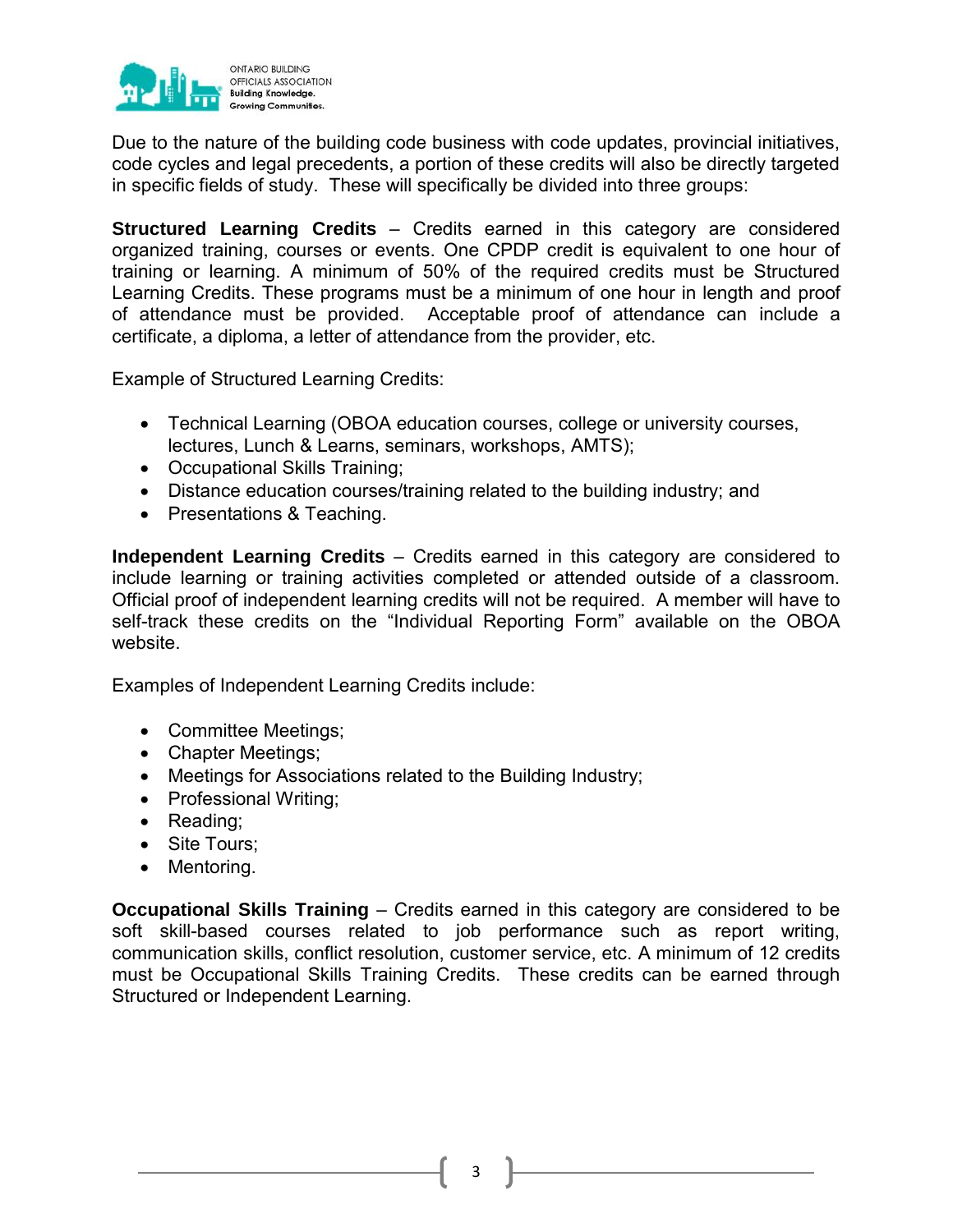Due to the nature of the building code business with code updates, provincial initiatives, code cycles and legal precedents, a portion of these credits will also be directly targeted in specific fields of study. These will specifically be divided into three groups:

**Structured Learning Credits** – Credits earned in this category are considered organized training, courses or events. One CPDP credit is equivalent to one hour of training or learning. A minimum of 50% of the required credits must be Structured Learning Credits. These programs must be a minimum of one hour in length and proof of attendance must be provided. Acceptable proof of attendance can include a certificate, a diploma, a letter of attendance from the provider, etc.

Example of Structured Learning Credits:

- Technical Learning (OBOA education courses, college or university courses, lectures, Lunch & Learns, seminars, workshops, AMTS);
- Occupational Skills Training;
- Distance education courses/training related to the building industry; and
- Presentations & Teaching.

**Independent Learning Credits** – Credits earned in this category are considered to include learning or training activities completed or attended outside of a classroom. Official proof of independent learning credits will not be required. A member will have to self-track these credits on the "Individual Reporting Form" available on the OBOA website.

Examples of Independent Learning Credits include:

- Committee Meetings;
- Chapter Meetings;
- Meetings for Associations related to the Building Industry;
- Professional Writing;
- Reading;
- Site Tours;
- Mentoring.

**Occupational Skills Training** – Credits earned in this category are considered to be soft skill-based courses related to job performance such as report writing, communication skills, conflict resolution, customer service, etc. A minimum of 12 credits must be Occupational Skills Training Credits. These credits can be earned through Structured or Independent Learning.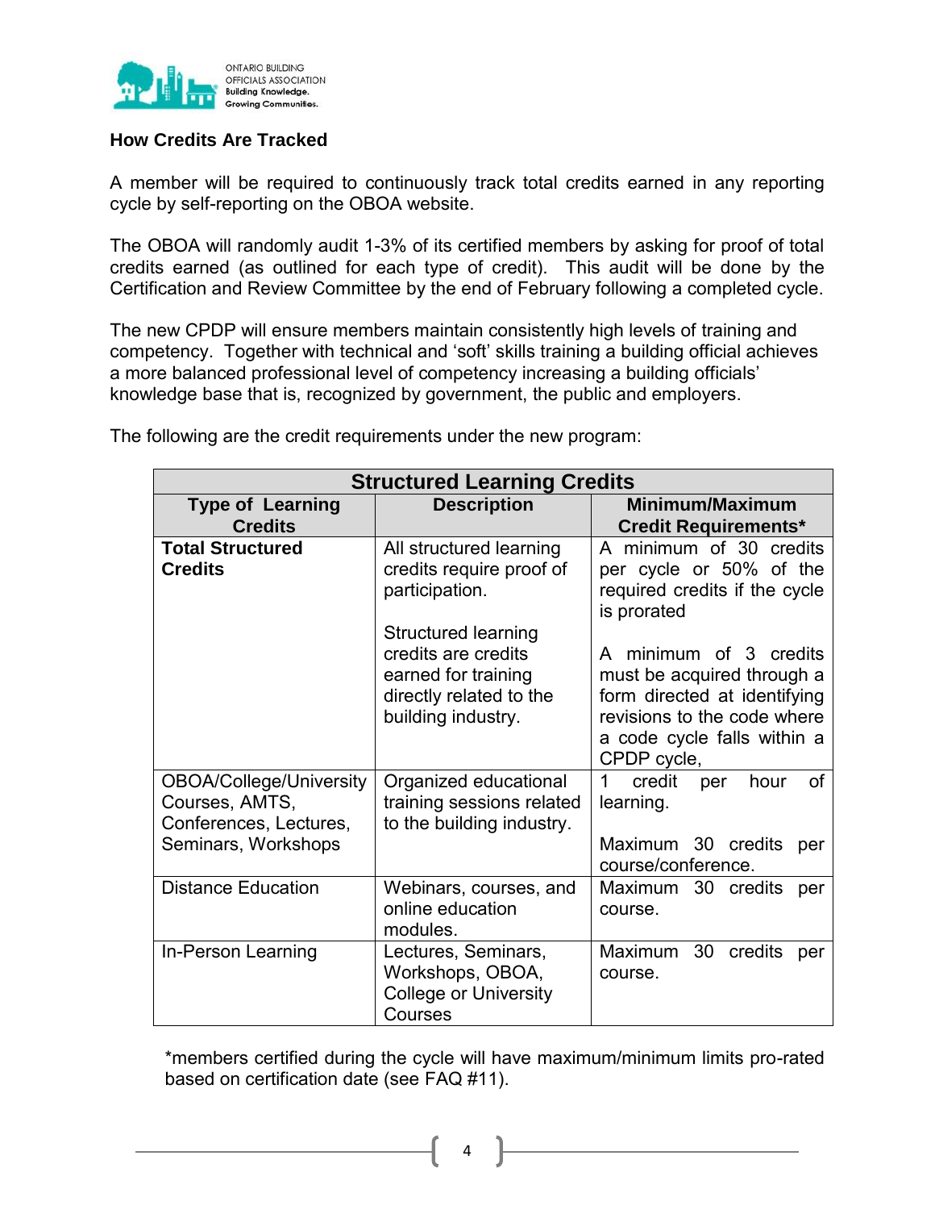### How Credits Are Tracked

A member will be required to continuously track total credits earned in any reporting cycle by self-reporting on the OBOA website.

The OBOA will randomly audit 1-3% of its certified members by asking for proof of total credits earned (as outlined for each type of credit). This audit will be done by the Certification and Review Committee by the end of February following a completed cycle.

The new CPDP will ensure members maintain consistently high levels of training and competency. Together with technical and 'soft' skills training a building official achieves a more balanced professional level of competency increasing a building officials' knowledge base that is, recognized by government, the public and employers.

The following are the credit requirements under the new program:

| Structured Learning Credits | | |
|---|---|---|
| **Type of Learning Credits** | **Description** | **Minimum/Maximum Credit Requirements*** |
| **Total Structured Credits** | All structured learning credits require proof of participation.<br><br>Structured learning credits are credits earned for training directly related to the building industry. | A minimum of 30 credits per cycle or 50% of the required credits if the cycle is prorated<br><br>A minimum of 3 credits must be acquired through a form directed at identifying revisions to the code where a code cycle falls within a CPDP cycle, |
| OBOA/College/University Courses, AMTS, Conferences, Lectures, Seminars, Workshops | Organized educational training sessions related to the building industry. | 1 credit per hour of learning.<br><br>Maximum 30 credits per course/conference. |
| Distance Education | Webinars, courses, and online education modules. | Maximum 30 credits per course. |
| In-Person Learning | Lectures, Seminars, Workshops, OBOA, College or University Courses | Maximum 30 credits per course. |

*members certified during the cycle will have maximum/minimum limits pro-rated based on certification date (see FAQ #11).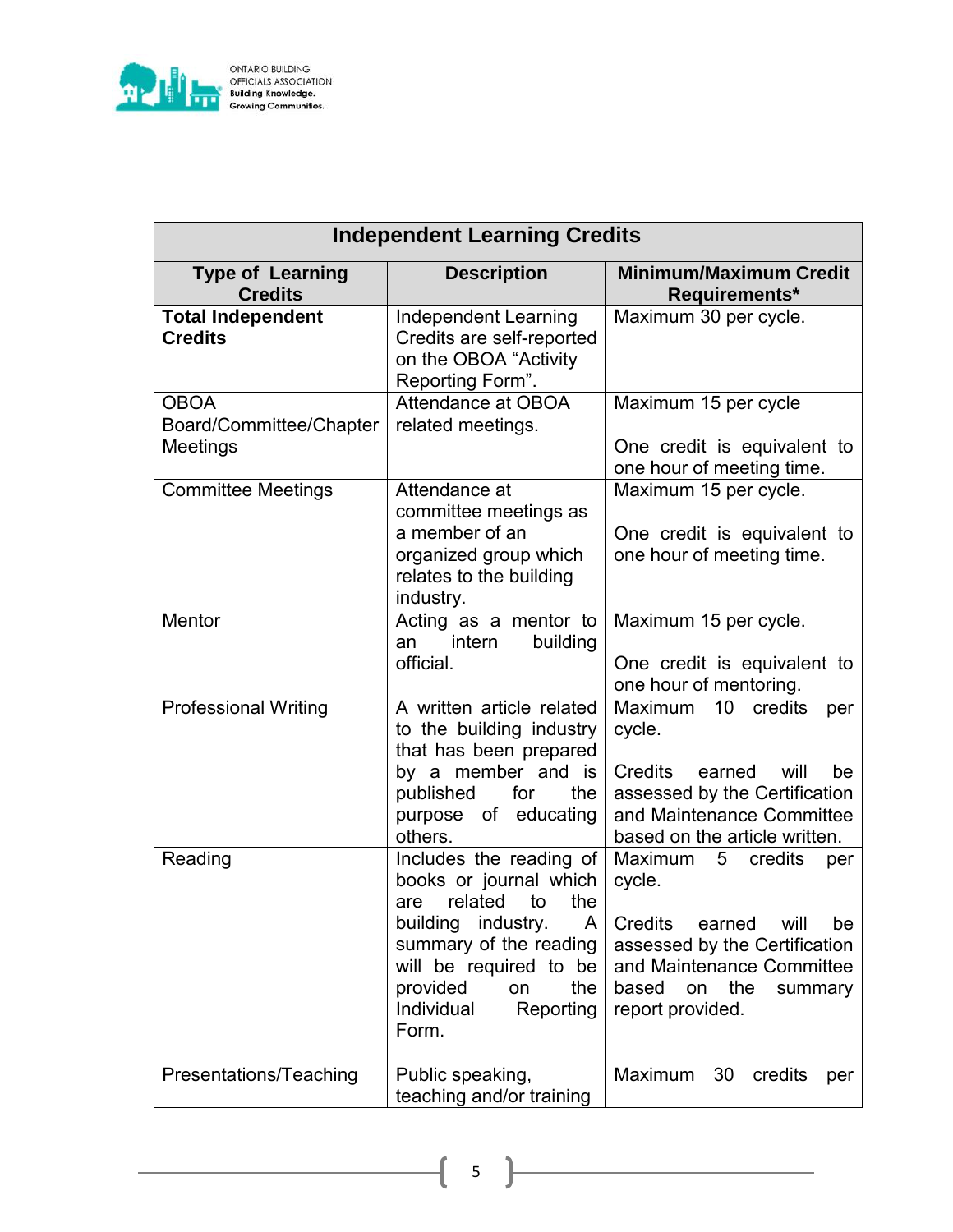| Independent Learning Credits | | |
|---|---|---|
| **Type of Learning Credits** | **Description** | **Minimum/Maximum Credit Requirements*** |
| **Total Independent Credits** | Independent Learning Credits are self-reported on the OBOA "Activity Reporting Form". | Maximum 30 per cycle. |
| OBOA Board/Committee/Chapter Meetings | Attendance at OBOA related meetings. | Maximum 15 per cycle<br><br>One credit is equivalent to one hour of meeting time. |
| Committee Meetings | Attendance at committee meetings as a member of an organized group which relates to the building industry. | Maximum 15 per cycle.<br><br>One credit is equivalent to one hour of meeting time. |
| Mentor | Acting as a mentor to an intern building official. | Maximum 15 per cycle.<br><br>One credit is equivalent to one hour of mentoring. |
| Professional Writing | A written article related to the building industry that has been prepared by a member and is published for the purpose of educating others. | Maximum 10 credits per cycle.<br><br>Credits earned will be assessed by the Certification and Maintenance Committee based on the article written. |
| Reading | Includes the reading of books or journal which are related to the building industry. A summary of the reading will be required to be provided on the Individual Reporting Form. | Maximum 5 credits per cycle.<br><br>Credits earned will be assessed by the Certification and Maintenance Committee based on the summary report provided. |
| Presentations/Teaching | Public speaking, teaching and/or training | Maximum 30 credits per |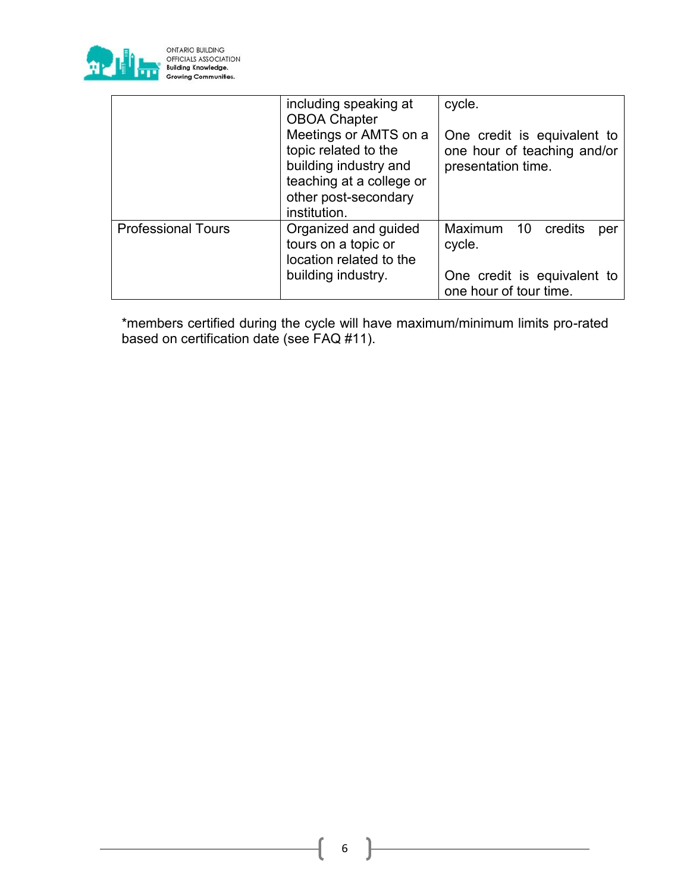|  | including speaking at OBOA Chapter Meetings or AMTS on a topic related to the building industry and teaching at a college or other post-secondary institution. | cycle.<br><br>One credit is equivalent to one hour of teaching and/or presentation time. |
| --- | --- | --- |
| Professional Tours | Organized and guided tours on a topic or location related to the building industry. | Maximum 10 credits per cycle.<br><br>One credit is equivalent to one hour of tour time. |

*members certified during the cycle will have maximum/minimum limits pro-rated based on certification date (see FAQ #11).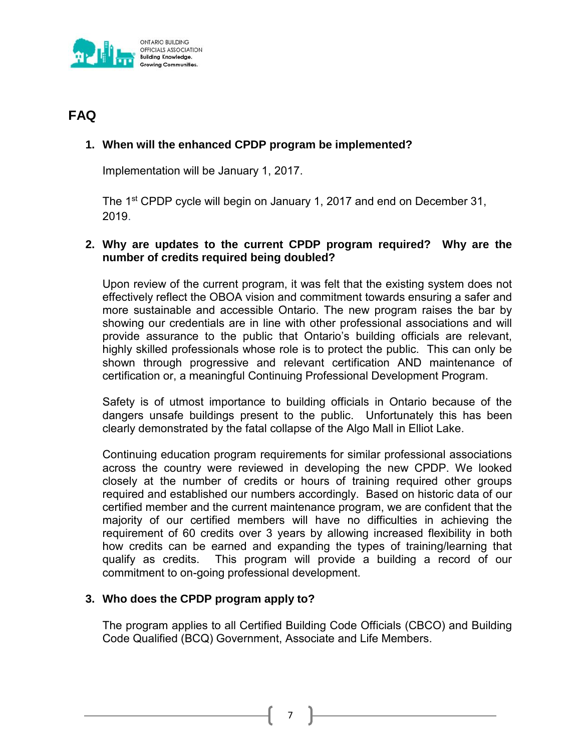## FAQ

1. **When will the enhanced CPDP program be implemented?**

   Implementation will be January 1, 2017.

   The 1st CPDP cycle will begin on January 1, 2017 and end on December 31, 2019.

2. **Why are updates to the current CPDP program required? Why are the number of credits required being doubled?**

   Upon review of the current program, it was felt that the existing system does not effectively reflect the OBOA vision and commitment towards ensuring a safer and more sustainable and accessible Ontario. The new program raises the bar by showing our credentials are in line with other professional associations and will provide assurance to the public that Ontario's building officials are relevant, highly skilled professionals whose role is to protect the public. This can only be shown through progressive and relevant certification AND maintenance of certification or, a meaningful Continuing Professional Development Program.

   Safety is of utmost importance to building officials in Ontario because of the dangers unsafe buildings present to the public. Unfortunately this has been clearly demonstrated by the fatal collapse of the Algo Mall in Elliot Lake.

   Continuing education program requirements for similar professional associations across the country were reviewed in developing the new CPDP. We looked closely at the number of credits or hours of training required other groups required and established our numbers accordingly. Based on historic data of our certified member and the current maintenance program, we are confident that the majority of our certified members will have no difficulties in achieving the requirement of 60 credits over 3 years by allowing increased flexibility in both how credits can be earned and expanding the types of training/learning that qualify as credits. This program will provide a building a record of our commitment to on-going professional development.

3. **Who does the CPDP program apply to?**

   The program applies to all Certified Building Code Officials (CBCO) and Building Code Qualified (BCQ) Government, Associate and Life Members.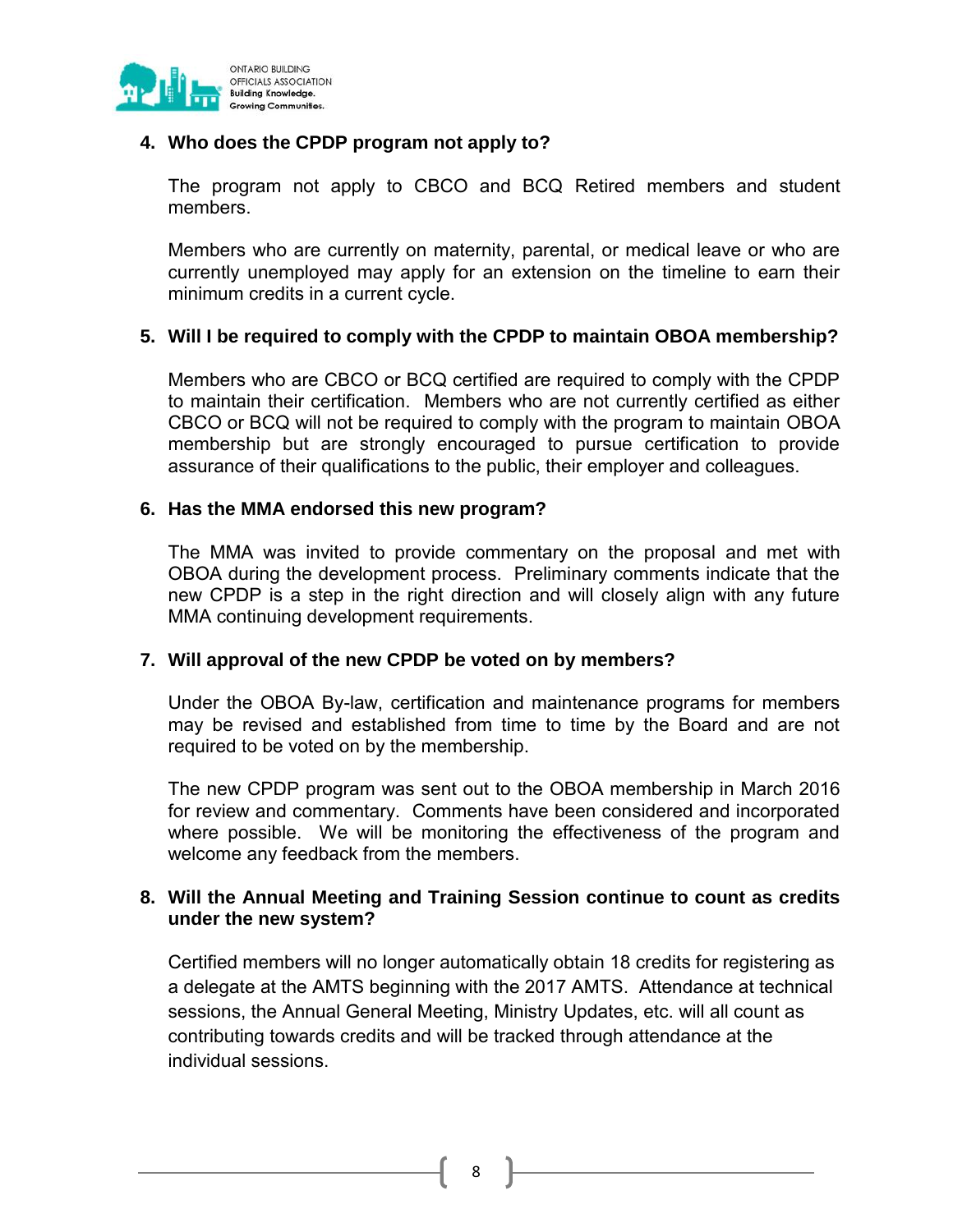4. **Who does the CPDP program not apply to?**

   The program not apply to CBCO and BCQ Retired members and student members.

   Members who are currently on maternity, parental, or medical leave or who are currently unemployed may apply for an extension on the timeline to earn their minimum credits in a current cycle.

5. **Will I be required to comply with the CPDP to maintain OBOA membership?**

   Members who are CBCO or BCQ certified are required to comply with the CPDP to maintain their certification. Members who are not currently certified as either CBCO or BCQ will not be required to comply with the program to maintain OBOA membership but are strongly encouraged to pursue certification to provide assurance of their qualifications to the public, their employer and colleagues.

6. **Has the MMA endorsed this new program?**

   The MMA was invited to provide commentary on the proposal and met with OBOA during the development process. Preliminary comments indicate that the new CPDP is a step in the right direction and will closely align with any future MMA continuing development requirements.

7. **Will approval of the new CPDP be voted on by members?**

   Under the OBOA By-law, certification and maintenance programs for members may be revised and established from time to time by the Board and are not required to be voted on by the membership.

   The new CPDP program was sent out to the OBOA membership in March 2016 for review and commentary. Comments have been considered and incorporated where possible. We will be monitoring the effectiveness of the program and welcome any feedback from the members.

8. **Will the Annual Meeting and Training Session continue to count as credits under the new system?**

   Certified members will no longer automatically obtain 18 credits for registering as a delegate at the AMTS beginning with the 2017 AMTS. Attendance at technical sessions, the Annual General Meeting, Ministry Updates, etc. will all count as contributing towards credits and will be tracked through attendance at the individual sessions.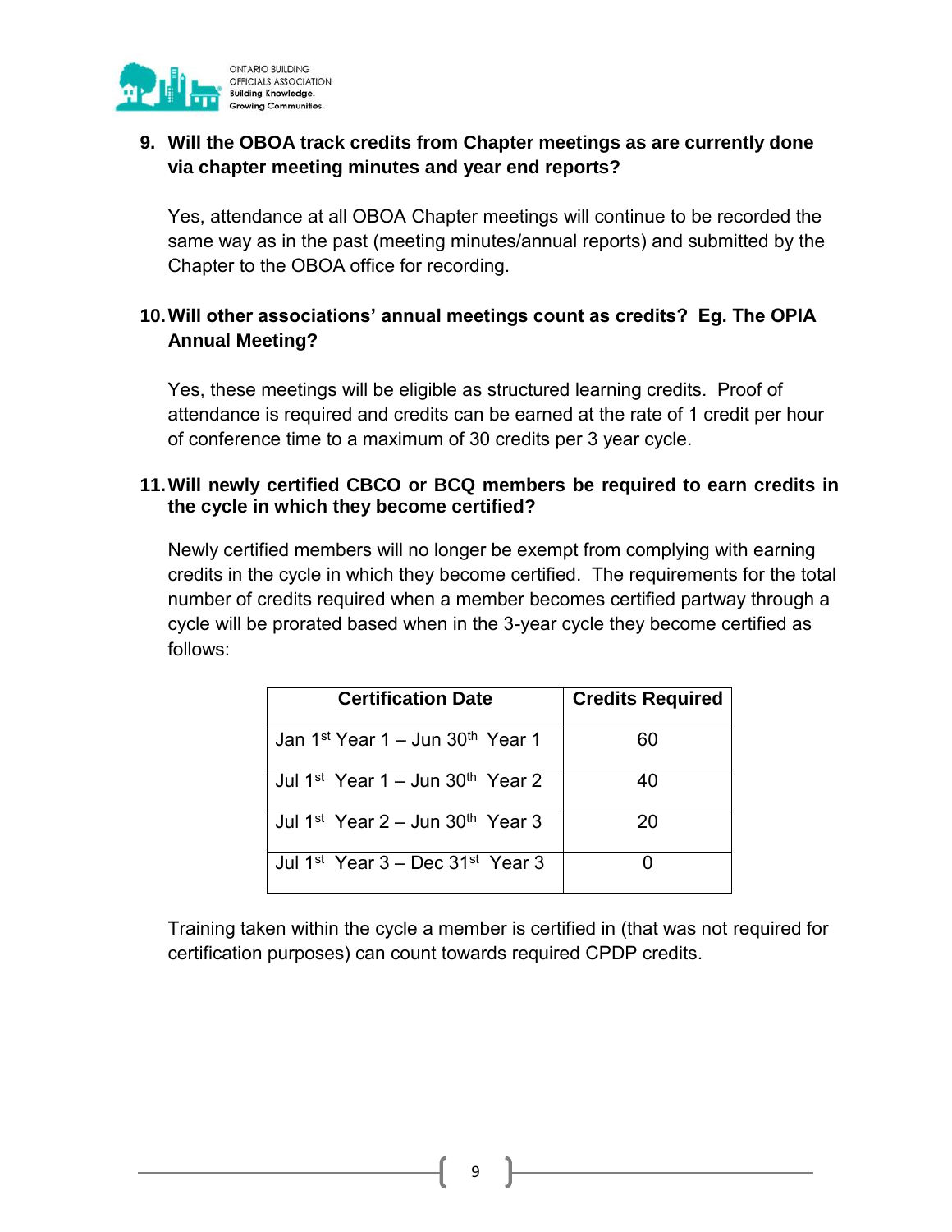**9. Will the OBOA track credits from Chapter meetings as are currently done via chapter meeting minutes and year end reports?**

Yes, attendance at all OBOA Chapter meetings will continue to be recorded the same way as in the past (meeting minutes/annual reports) and submitted by the Chapter to the OBOA office for recording.

**10. Will other associations' annual meetings count as credits? Eg. The OPIA Annual Meeting?**

Yes, these meetings will be eligible as structured learning credits. Proof of attendance is required and credits can be earned at the rate of 1 credit per hour of conference time to a maximum of 30 credits per 3 year cycle.

**11. Will newly certified CBCO or BCQ members be required to earn credits in the cycle in which they become certified?**

Newly certified members will no longer be exempt from complying with earning credits in the cycle in which they become certified. The requirements for the total number of credits required when a member becomes certified partway through a cycle will be prorated based when in the 3-year cycle they become certified as follows:

| Certification Date | Credits Required |
|---|---|
| Jan 1st Year 1 – Jun 30th Year 1 | 60 |
| Jul 1st Year 1 – Jun 30th Year 2 | 40 |
| Jul 1st Year 2 – Jun 30th Year 3 | 20 |
| Jul 1st Year 3 – Dec 31st Year 3 | 0 |

Training taken within the cycle a member is certified in (that was not required for certification purposes) can count towards required CPDP credits.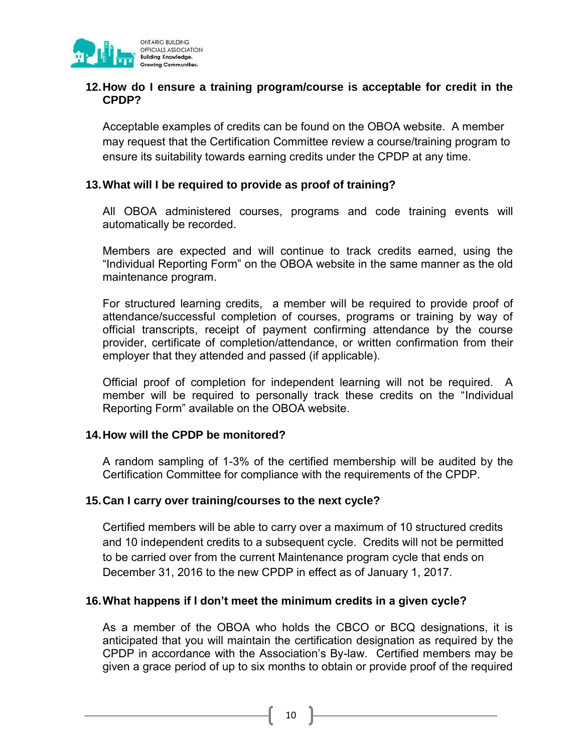**12. How do I ensure a training program/course is acceptable for credit in the CPDP?**

Acceptable examples of credits can be found on the OBOA website. A member may request that the Certification Committee review a course/training program to ensure its suitability towards earning credits under the CPDP at any time.

**13. What will I be required to provide as proof of training?**

All OBOA administered courses, programs and code training events will automatically be recorded.

Members are expected and will continue to track credits earned, using the "Individual Reporting Form" on the OBOA website in the same manner as the old maintenance program.

For structured learning credits, a member will be required to provide proof of attendance/successful completion of courses, programs or training by way of official transcripts, receipt of payment confirming attendance by the course provider, certificate of completion/attendance, or written confirmation from their employer that they attended and passed (if applicable).

Official proof of completion for independent learning will not be required. A member will be required to personally track these credits on the "Individual Reporting Form" available on the OBOA website.

**14. How will the CPDP be monitored?**

A random sampling of 1-3% of the certified membership will be audited by the Certification Committee for compliance with the requirements of the CPDP.

**15. Can I carry over training/courses to the next cycle?**

Certified members will be able to carry over a maximum of 10 structured credits and 10 independent credits to a subsequent cycle. Credits will not be permitted to be carried over from the current Maintenance program cycle that ends on December 31, 2016 to the new CPDP in effect as of January 1, 2017.

**16. What happens if I don't meet the minimum credits in a given cycle?**

As a member of the OBOA who holds the CBCO or BCQ designations, it is anticipated that you will maintain the certification designation as required by the CPDP in accordance with the Association's By-law. Certified members may be given a grace period of up to six months to obtain or provide proof of the required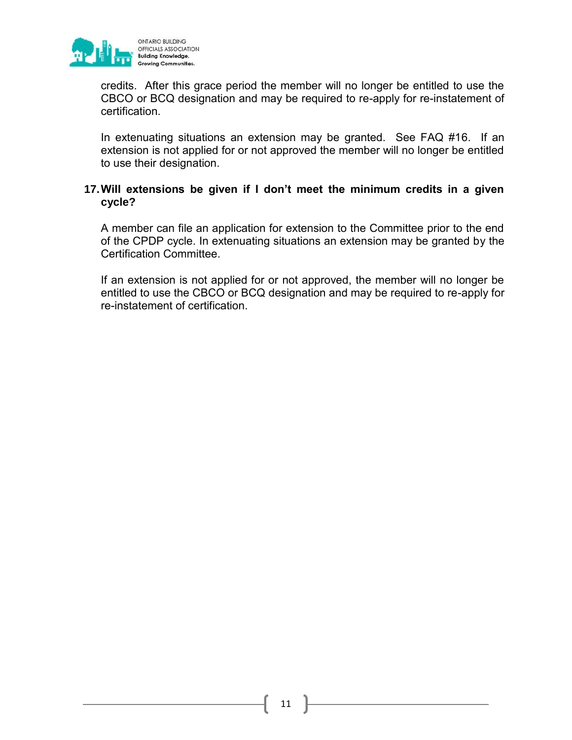credits. After this grace period the member will no longer be entitled to use the CBCO or BCQ designation and may be required to re-apply for re-instatement of certification.

In extenuating situations an extension may be granted. See FAQ #16. If an extension is not applied for or not approved the member will no longer be entitled to use their designation.

**17. Will extensions be given if I don't meet the minimum credits in a given cycle?**

A member can file an application for extension to the Committee prior to the end of the CPDP cycle. In extenuating situations an extension may be granted by the Certification Committee.

If an extension is not applied for or not approved, the member will no longer be entitled to use the CBCO or BCQ designation and may be required to re-apply for re-instatement of certification.